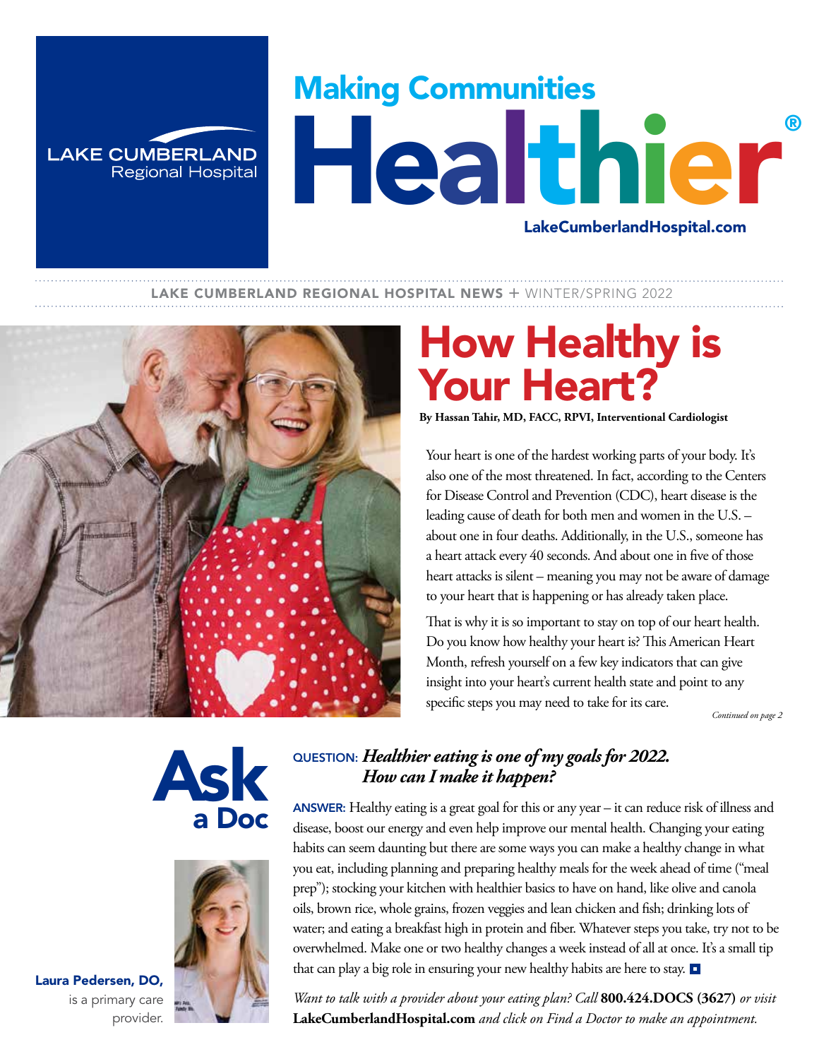LAKE CUMBERLAND Regional Hospital

# Making Communities Healthier®

LakeCumberlandHospital.com

LAKE CUMBERLAND REGIONAL HOSPITAL NEWS + WINTER/SPRING 2022

# How Healthy is Your Heart?

**By Hassan Tahir, MD, FACC, RPVI, Interventional Cardiologist**

Your heart is one of the hardest working parts of your body. It's also one of the most threatened. In fact, according to the Centers for Disease Control and Prevention (CDC), heart disease is the leading cause of death for both men and women in the U.S. – about one in four deaths. Additionally, in the U.S., someone has a heart attack every 40 seconds. And about one in five of those heart attacks is silent – meaning you may not be aware of damage to your heart that is happening or has already taken place.

That is why it is so important to stay on top of our heart health. Do you know how healthy your heart is? This American Heart Month, refresh yourself on a few key indicators that can give insight into your heart's current health state and point to any specific steps you may need to take for its care.

*Continued on page 2*

## Ask a Doc

**QUESTION:** ***Healthier eating is one of my goals for 2022. How can I make it happen?***

**ANSWER:** Healthy eating is a great goal for this or any year – it can reduce risk of illness and disease, boost our energy and even help improve our mental health. Changing your eating habits can seem daunting but there are some ways you can make a healthy change in what you eat, including planning and preparing healthy meals for the week ahead of time ("meal prep"); stocking your kitchen with healthier basics to have on hand, like olive and canola oils, brown rice, whole grains, frozen veggies and lean chicken and fish; drinking lots of water; and eating a breakfast high in protein and fiber. Whatever steps you take, try not to be overwhelmed. Make one or two healthy changes a week instead of all at once. It's a small tip that can play a big role in ensuring your new healthy habits are here to stay.

**Laura Pedersen, DO,** is a primary care provider.

*Want to talk with a provider about your eating plan? Call* **800.424.DOCS (3627)** *or visit* **LakeCumberlandHospital.com** *and click on Find a Doctor to make an appointment.*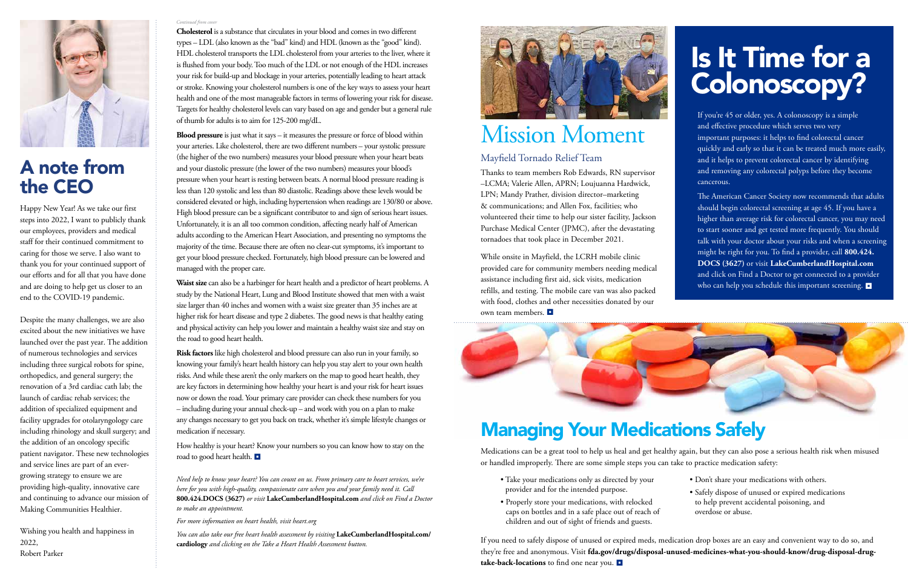## A note from the CEO

Happy New Year! As we take our first steps into 2022, I want to publicly thank our employees, providers and medical staff for their continued commitment to caring for those we serve. I also want to thank you for your continued support of our efforts and for all that you have done and are doing to help get us closer to an end to the COVID-19 pandemic.

Despite the many challenges, we are also excited about the new initiatives we have launched over the past year. The addition of numerous technologies and services including three surgical robots for spine, orthopedics, and general surgery; the renovation of a 3rd cardiac cath lab; the launch of cardiac rehab services; the addition of specialized equipment and facility upgrades for otolaryngology care including rhinology and skull surgery; and the addition of an oncology specific patient navigator. These new technologies and service lines are part of an ever-growing strategy to ensure we are providing high-quality, innovative care and continuing to advance our mission of Making Communities Healthier.

Wishing you health and happiness in 2022,
Robert Parker

*Continued from cover*

**Cholesterol** is a substance that circulates in your blood and comes in two different types – LDL (also known as the "bad" kind) and HDL (known as the "good" kind). HDL cholesterol transports the LDL cholesterol from your arteries to the liver, where it is flushed from your body. Too much of the LDL or not enough of the HDL increases your risk for build-up and blockage in your arteries, potentially leading to heart attack or stroke. Knowing your cholesterol numbers is one of the key ways to assess your heart health and one of the most manageable factors in terms of lowering your risk for disease. Targets for healthy cholesterol levels can vary based on age and gender but a general rule of thumb for adults is to aim for 125-200 mg/dL.

**Blood pressure** is just what it says – it measures the pressure or force of blood within your arteries. Like cholesterol, there are two different numbers – your systolic pressure (the higher of the two numbers) measures your blood pressure when your heart beats and your diastolic pressure (the lower of the two numbers) measures your blood's pressure when your heart is resting between beats. A normal blood pressure reading is less than 120 systolic and less than 80 diastolic. Readings above these levels would be considered elevated or high, including hypertension when readings are 130/80 or above. High blood pressure can be a significant contributor to and sign of serious heart issues. Unfortunately, it is an all too common condition, affecting nearly half of American adults according to the American Heart Association, and presenting no symptoms the majority of the time. Because there are often no clear-cut symptoms, it's important to get your blood pressure checked. Fortunately, high blood pressure can be lowered and managed with the proper care.

**Waist size** can also be a harbinger for heart health and a predictor of heart problems. A study by the National Heart, Lung and Blood Institute showed that men with a waist size larger than 40 inches and women with a waist size greater than 35 inches are at higher risk for heart disease and type 2 diabetes. The good news is that healthy eating and physical activity can help you lower and maintain a healthy waist size and stay on the road to good heart health.

**Risk factors** like high cholesterol and blood pressure can also run in your family, so knowing your family's heart health history can help you stay alert to your own health risks. And while these aren't the only markers on the map to good heart health, they are key factors in determining how healthy your heart is and your risk for heart issues now or down the road. Your primary care provider can check these numbers for you – including during your annual check-up – and work with you on a plan to make any changes necessary to get you back on track, whether it's simple lifestyle changes or medication if necessary.

How healthy is your heart? Know your numbers so you can know how to stay on the road to good heart health.

*Need help to know your heart? You can count on us. From primary care to heart services, we're here for you with high-quality, compassionate care when you and your family need it. Call* **800.424.DOCS (3627)** *or visit* **LakeCumberlandHospital.com** *and click on Find a Doctor to make an appointment.*

*For more information on heart health, visit heart.org*

*You can also take our free heart health assessment by visiting* **LakeCumberlandHospital.com/cardiology** *and clicking on the Take a Heart Health Assessment button.*

## Mission Moment

### Mayfield Tornado Relief Team

Thanks to team members Rob Edwards, RN supervisor –LCMA; Valerie Allen, APRN; Loujuanna Hardwick, LPN; Mandy Prather, division director–marketing & communications; and Allen Fox, facilities; who volunteered their time to help our sister facility, Jackson Purchase Medical Center (JPMC), after the devastating tornadoes that took place in December 2021.

While onsite in Mayfield, the LCRH mobile clinic provided care for community members needing medical assistance including first aid, sick visits, medication refills, and testing. The mobile care van was also packed with food, clothes and other necessities donated by our own team members.

## Is It Time for a Colonoscopy?

If you're 45 or older, yes. A colonoscopy is a simple and effective procedure which serves two very important purposes: it helps to find colorectal cancer quickly and early so that it can be treated much more easily, and it helps to prevent colorectal cancer by identifying and removing any colorectal polyps before they become cancerous.

The American Cancer Society now recommends that adults should begin colorectal screening at age 45. If you have a higher than average risk for colorectal cancer, you may need to start sooner and get tested more frequently. You should talk with your doctor about your risks and when a screening might be right for you. To find a provider, call **800.424.DOCS (3627)** or visit **LakeCumberlandHospital.com** and click on Find a Doctor to get connected to a provider who can help you schedule this important screening.

## Managing Your Medications Safely

Medications can be a great tool to help us heal and get healthy again, but they can also pose a serious health risk when misused or handled improperly. There are some simple steps you can take to practice medication safety:

- Take your medications only as directed by your provider and for the intended purpose.
- Properly store your medications, with relocked caps on bottles and in a safe place out of reach of children and out of sight of friends and guests.
- Don't share your medications with others.
- Safely dispose of unused or expired medications to help prevent accidental poisoning, and overdose or abuse.

If you need to safely dispose of unused or expired meds, medication drop boxes are an easy and convenient way to do so, and they're free and anonymous. Visit **fda.gov/drugs/disposal-unused-medicines-what-you-should-know/drug-disposal-drug-take-back-locations** to find one near you.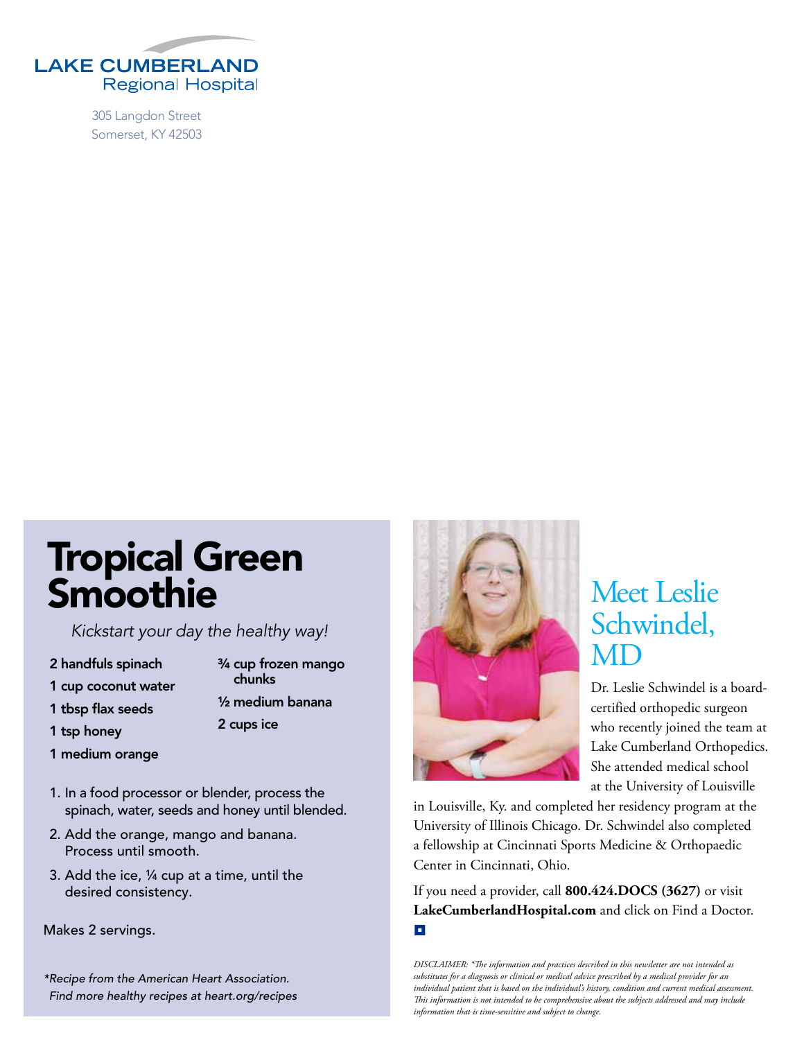LAKE CUMBERLAND
Regional Hospital

305 Langdon Street
Somerset, KY 42503

# Tropical Green Smoothie

*Kickstart your day the healthy way!*

- **2 handfuls spinach**
- **1 cup coconut water**
- **1 tbsp flax seeds**
- **1 tsp honey**
- **1 medium orange**
- **¾ cup frozen mango chunks**
- **½ medium banana**
- **2 cups ice**

1. In a food processor or blender, process the spinach, water, seeds and honey until blended.
2. Add the orange, mango and banana. Process until smooth.
3. Add the ice, ¼ cup at a time, until the desired consistency.

Makes 2 servings.

*\*Recipe from the American Heart Association. Find more healthy recipes at heart.org/recipes*

## Meet Leslie Schwindel, MD

Dr. Leslie Schwindel is a board-certified orthopedic surgeon who recently joined the team at Lake Cumberland Orthopedics. She attended medical school at the University of Louisville in Louisville, Ky. and completed her residency program at the University of Illinois Chicago. Dr. Schwindel also completed a fellowship at Cincinnati Sports Medicine & Orthopaedic Center in Cincinnati, Ohio.

If you need a provider, call **800.424.DOCS (3627)** or visit **LakeCumberlandHospital.com** and click on Find a Doctor.

*DISCLAIMER: \*The information and practices described in this newsletter are not intended as substitutes for a diagnosis or clinical or medical advice prescribed by a medical provider for an individual patient that is based on the individual's history, condition and current medical assessment. This information is not intended to be comprehensive about the subjects addressed and may include information that is time-sensitive and subject to change.*